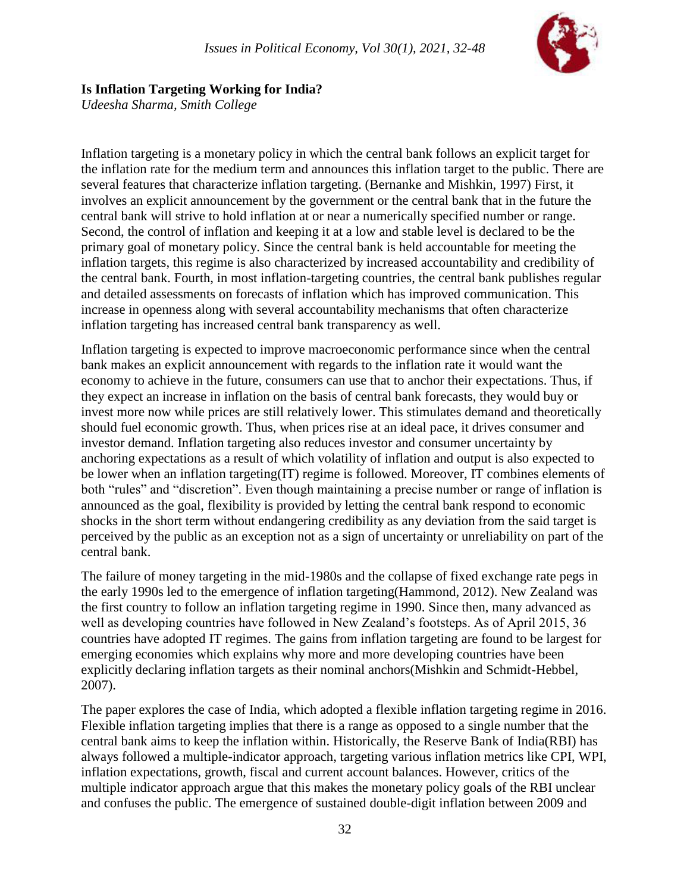# Is Inflation Targeting Working for India?

*Udeesha Sharma, Smith College*

Inflation targeting is a monetary policy in which the central bank follows an explicit target for the inflation rate for the medium term and announces this inflation target to the public. There are several features that characterize inflation targeting. (Bernanke and Mishkin, 1997) First, it involves an explicit announcement by the government or the central bank that in the future the central bank will strive to hold inflation at or near a numerically specified number or range. Second, the control of inflation and keeping it at a low and stable level is declared to be the primary goal of monetary policy. Since the central bank is held accountable for meeting the inflation targets, this regime is also characterized by increased accountability and credibility of the central bank. Fourth, in most inflation-targeting countries, the central bank publishes regular and detailed assessments on forecasts of inflation which has improved communication. This increase in openness along with several accountability mechanisms that often characterize inflation targeting has increased central bank transparency as well.

Inflation targeting is expected to improve macroeconomic performance since when the central bank makes an explicit announcement with regards to the inflation rate it would want the economy to achieve in the future, consumers can use that to anchor their expectations. Thus, if they expect an increase in inflation on the basis of central bank forecasts, they would buy or invest more now while prices are still relatively lower. This stimulates demand and theoretically should fuel economic growth. Thus, when prices rise at an ideal pace, it drives consumer and investor demand. Inflation targeting also reduces investor and consumer uncertainty by anchoring expectations as a result of which volatility of inflation and output is also expected to be lower when an inflation targeting(IT) regime is followed. Moreover, IT combines elements of both "rules" and "discretion". Even though maintaining a precise number or range of inflation is announced as the goal, flexibility is provided by letting the central bank respond to economic shocks in the short term without endangering credibility as any deviation from the said target is perceived by the public as an exception not as a sign of uncertainty or unreliability on part of the central bank.

The failure of money targeting in the mid-1980s and the collapse of fixed exchange rate pegs in the early 1990s led to the emergence of inflation targeting(Hammond, 2012). New Zealand was the first country to follow an inflation targeting regime in 1990. Since then, many advanced as well as developing countries have followed in New Zealand's footsteps. As of April 2015, 36 countries have adopted IT regimes. The gains from inflation targeting are found to be largest for emerging economies which explains why more and more developing countries have been explicitly declaring inflation targets as their nominal anchors(Mishkin and Schmidt-Hebbel, 2007).

The paper explores the case of India, which adopted a flexible inflation targeting regime in 2016. Flexible inflation targeting implies that there is a range as opposed to a single number that the central bank aims to keep the inflation within. Historically, the Reserve Bank of India(RBI) has always followed a multiple-indicator approach, targeting various inflation metrics like CPI, WPI, inflation expectations, growth, fiscal and current account balances. However, critics of the multiple indicator approach argue that this makes the monetary policy goals of the RBI unclear and confuses the public. The emergence of sustained double-digit inflation between 2009 and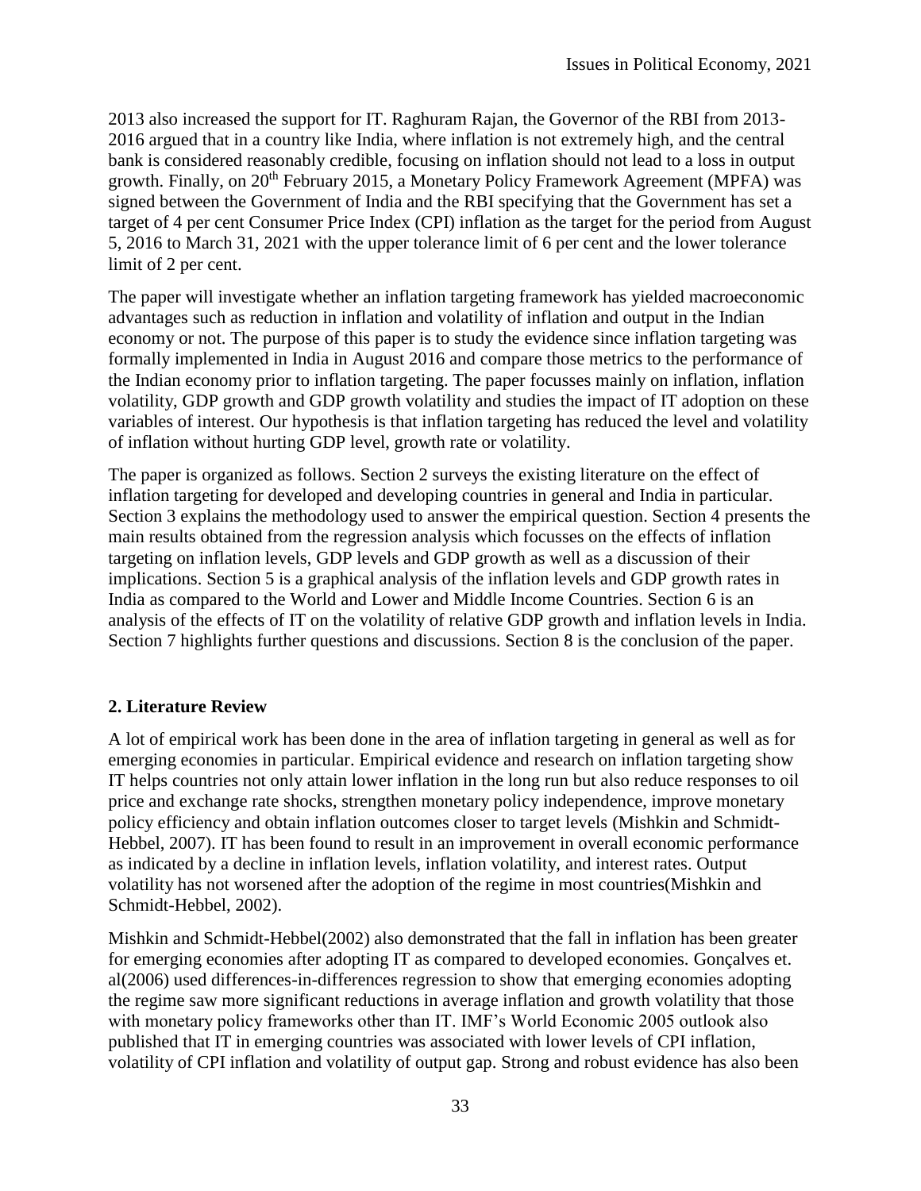2013 also increased the support for IT. Raghuram Rajan, the Governor of the RBI from 2013-2016 argued that in a country like India, where inflation is not extremely high, and the central bank is considered reasonably credible, focusing on inflation should not lead to a loss in output growth. Finally, on 20th February 2015, a Monetary Policy Framework Agreement (MPFA) was signed between the Government of India and the RBI specifying that the Government has set a target of 4 per cent Consumer Price Index (CPI) inflation as the target for the period from August 5, 2016 to March 31, 2021 with the upper tolerance limit of 6 per cent and the lower tolerance limit of 2 per cent.

The paper will investigate whether an inflation targeting framework has yielded macroeconomic advantages such as reduction in inflation and volatility of inflation and output in the Indian economy or not. The purpose of this paper is to study the evidence since inflation targeting was formally implemented in India in August 2016 and compare those metrics to the performance of the Indian economy prior to inflation targeting. The paper focusses mainly on inflation, inflation volatility, GDP growth and GDP growth volatility and studies the impact of IT adoption on these variables of interest. Our hypothesis is that inflation targeting has reduced the level and volatility of inflation without hurting GDP level, growth rate or volatility.

The paper is organized as follows. Section 2 surveys the existing literature on the effect of inflation targeting for developed and developing countries in general and India in particular. Section 3 explains the methodology used to answer the empirical question. Section 4 presents the main results obtained from the regression analysis which focusses on the effects of inflation targeting on inflation levels, GDP levels and GDP growth as well as a discussion of their implications. Section 5 is a graphical analysis of the inflation levels and GDP growth rates in India as compared to the World and Lower and Middle Income Countries. Section 6 is an analysis of the effects of IT on the volatility of relative GDP growth and inflation levels in India. Section 7 highlights further questions and discussions. Section 8 is the conclusion of the paper.

## 2. Literature Review

A lot of empirical work has been done in the area of inflation targeting in general as well as for emerging economies in particular. Empirical evidence and research on inflation targeting show IT helps countries not only attain lower inflation in the long run but also reduce responses to oil price and exchange rate shocks, strengthen monetary policy independence, improve monetary policy efficiency and obtain inflation outcomes closer to target levels (Mishkin and Schmidt-Hebbel, 2007). IT has been found to result in an improvement in overall economic performance as indicated by a decline in inflation levels, inflation volatility, and interest rates. Output volatility has not worsened after the adoption of the regime in most countries(Mishkin and Schmidt-Hebbel, 2002).

Mishkin and Schmidt-Hebbel(2002) also demonstrated that the fall in inflation has been greater for emerging economies after adopting IT as compared to developed economies. Gonçalves et. al(2006) used differences-in-differences regression to show that emerging economies adopting the regime saw more significant reductions in average inflation and growth volatility that those with monetary policy frameworks other than IT. IMF's World Economic 2005 outlook also published that IT in emerging countries was associated with lower levels of CPI inflation, volatility of CPI inflation and volatility of output gap. Strong and robust evidence has also been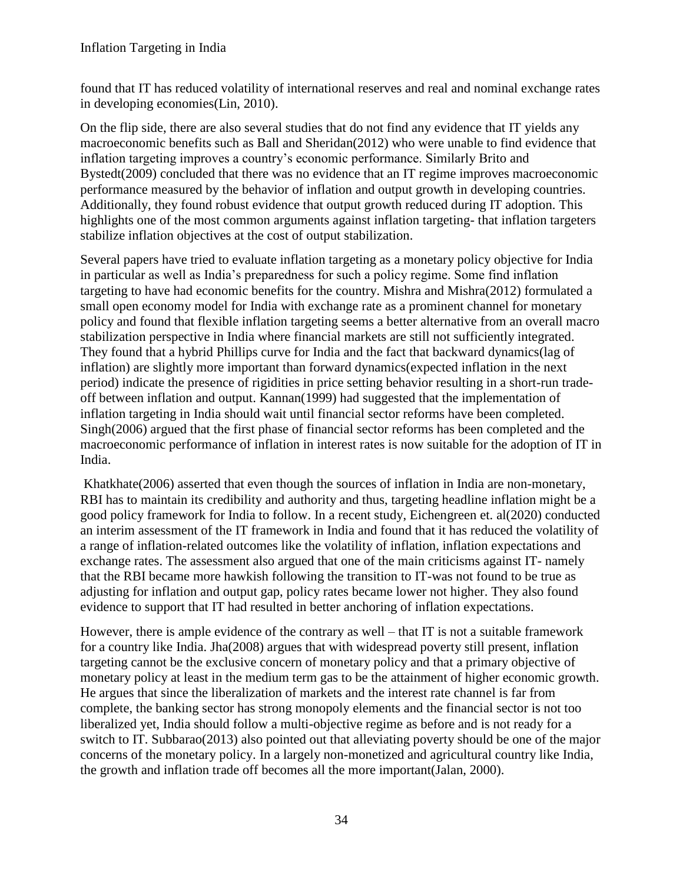found that IT has reduced volatility of international reserves and real and nominal exchange rates in developing economies(Lin, 2010).

On the flip side, there are also several studies that do not find any evidence that IT yields any macroeconomic benefits such as Ball and Sheridan(2012) who were unable to find evidence that inflation targeting improves a country's economic performance. Similarly Brito and Bystedt(2009) concluded that there was no evidence that an IT regime improves macroeconomic performance measured by the behavior of inflation and output growth in developing countries. Additionally, they found robust evidence that output growth reduced during IT adoption. This highlights one of the most common arguments against inflation targeting- that inflation targeters stabilize inflation objectives at the cost of output stabilization.

Several papers have tried to evaluate inflation targeting as a monetary policy objective for India in particular as well as India's preparedness for such a policy regime. Some find inflation targeting to have had economic benefits for the country. Mishra and Mishra(2012) formulated a small open economy model for India with exchange rate as a prominent channel for monetary policy and found that flexible inflation targeting seems a better alternative from an overall macro stabilization perspective in India where financial markets are still not sufficiently integrated. They found that a hybrid Phillips curve for India and the fact that backward dynamics(lag of inflation) are slightly more important than forward dynamics(expected inflation in the next period) indicate the presence of rigidities in price setting behavior resulting in a short-run trade-off between inflation and output. Kannan(1999) had suggested that the implementation of inflation targeting in India should wait until financial sector reforms have been completed. Singh(2006) argued that the first phase of financial sector reforms has been completed and the macroeconomic performance of inflation in interest rates is now suitable for the adoption of IT in India.

Khatkhate(2006) asserted that even though the sources of inflation in India are non-monetary, RBI has to maintain its credibility and authority and thus, targeting headline inflation might be a good policy framework for India to follow. In a recent study, Eichengreen et. al(2020) conducted an interim assessment of the IT framework in India and found that it has reduced the volatility of a range of inflation-related outcomes like the volatility of inflation, inflation expectations and exchange rates. The assessment also argued that one of the main criticisms against IT- namely that the RBI became more hawkish following the transition to IT-was not found to be true as adjusting for inflation and output gap, policy rates became lower not higher. They also found evidence to support that IT had resulted in better anchoring of inflation expectations.

However, there is ample evidence of the contrary as well – that IT is not a suitable framework for a country like India. Jha(2008) argues that with widespread poverty still present, inflation targeting cannot be the exclusive concern of monetary policy and that a primary objective of monetary policy at least in the medium term gas to be the attainment of higher economic growth. He argues that since the liberalization of markets and the interest rate channel is far from complete, the banking sector has strong monopoly elements and the financial sector is not too liberalized yet, India should follow a multi-objective regime as before and is not ready for a switch to IT. Subbarao(2013) also pointed out that alleviating poverty should be one of the major concerns of the monetary policy. In a largely non-monetized and agricultural country like India, the growth and inflation trade off becomes all the more important(Jalan, 2000).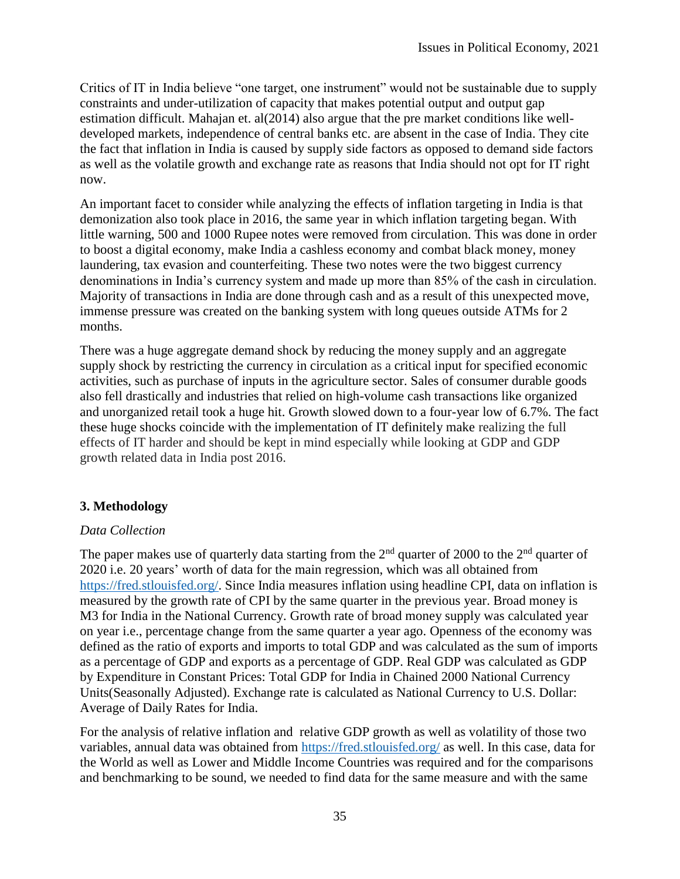Critics of IT in India believe "one target, one instrument" would not be sustainable due to supply constraints and under-utilization of capacity that makes potential output and output gap estimation difficult. Mahajan et. al(2014) also argue that the pre market conditions like well-developed markets, independence of central banks etc. are absent in the case of India. They cite the fact that inflation in India is caused by supply side factors as opposed to demand side factors as well as the volatile growth and exchange rate as reasons that India should not opt for IT right now.

An important facet to consider while analyzing the effects of inflation targeting in India is that demonization also took place in 2016, the same year in which inflation targeting began. With little warning, 500 and 1000 Rupee notes were removed from circulation. This was done in order to boost a digital economy, make India a cashless economy and combat black money, money laundering, tax evasion and counterfeiting. These two notes were the two biggest currency denominations in India's currency system and made up more than 85% of the cash in circulation. Majority of transactions in India are done through cash and as a result of this unexpected move, immense pressure was created on the banking system with long queues outside ATMs for 2 months.

There was a huge aggregate demand shock by reducing the money supply and an aggregate supply shock by restricting the currency in circulation as a critical input for specified economic activities, such as purchase of inputs in the agriculture sector. Sales of consumer durable goods also fell drastically and industries that relied on high-volume cash transactions like organized and unorganized retail took a huge hit. Growth slowed down to a four-year low of 6.7%. The fact these huge shocks coincide with the implementation of IT definitely make realizing the full effects of IT harder and should be kept in mind especially while looking at GDP and GDP growth related data in India post 2016.

## 3. Methodology

### *Data Collection*

The paper makes use of quarterly data starting from the 2nd quarter of 2000 to the 2nd quarter of 2020 i.e. 20 years' worth of data for the main regression, which was all obtained from https://fred.stlouisfed.org/. Since India measures inflation using headline CPI, data on inflation is measured by the growth rate of CPI by the same quarter in the previous year. Broad money is M3 for India in the National Currency. Growth rate of broad money supply was calculated year on year i.e., percentage change from the same quarter a year ago. Openness of the economy was defined as the ratio of exports and imports to total GDP and was calculated as the sum of imports as a percentage of GDP and exports as a percentage of GDP. Real GDP was calculated as GDP by Expenditure in Constant Prices: Total GDP for India in Chained 2000 National Currency Units(Seasonally Adjusted). Exchange rate is calculated as National Currency to U.S. Dollar: Average of Daily Rates for India.

For the analysis of relative inflation and relative GDP growth as well as volatility of those two variables, annual data was obtained from https://fred.stlouisfed.org/ as well. In this case, data for the World as well as Lower and Middle Income Countries was required and for the comparisons and benchmarking to be sound, we needed to find data for the same measure and with the same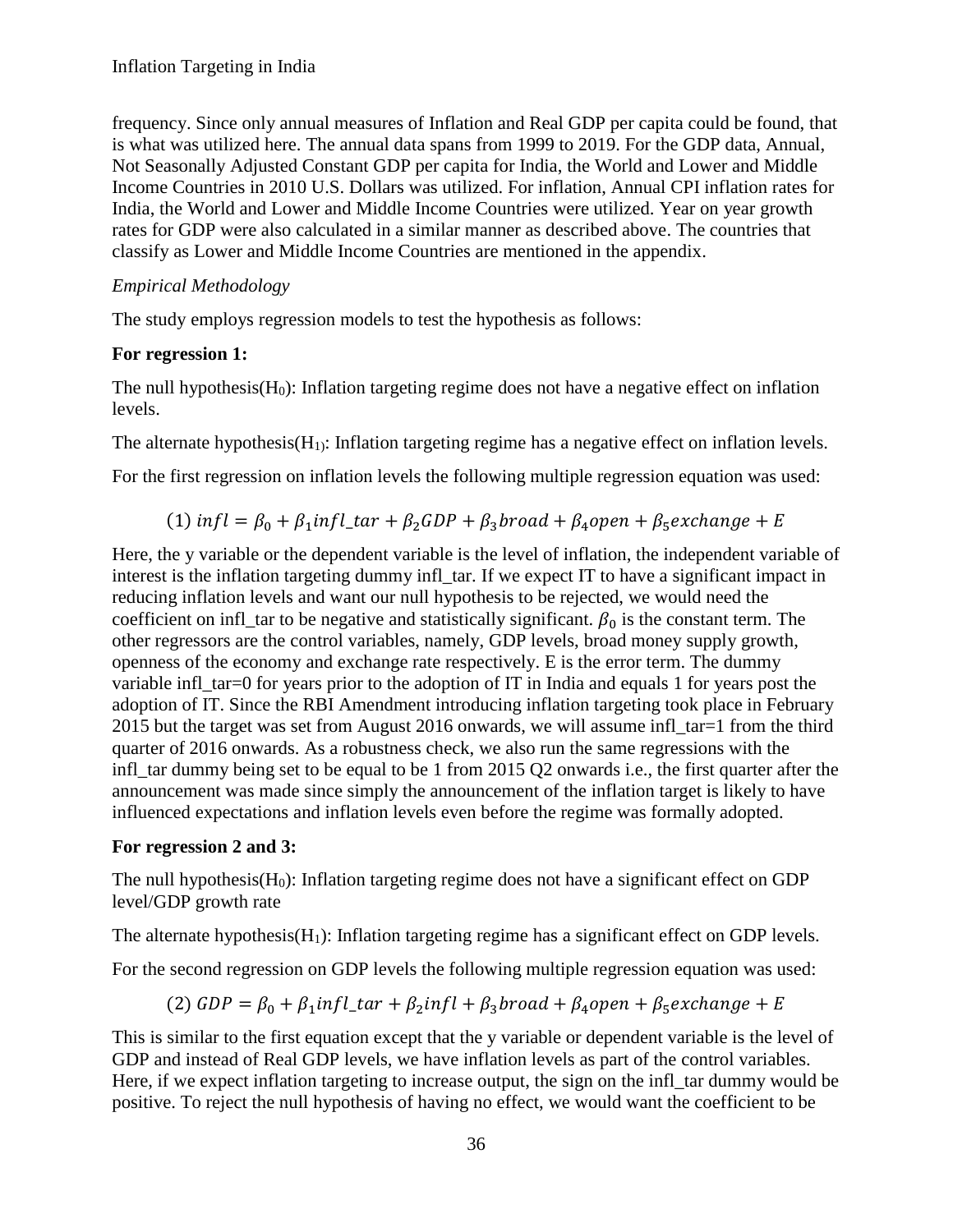frequency. Since only annual measures of Inflation and Real GDP per capita could be found, that is what was utilized here. The annual data spans from 1999 to 2019. For the GDP data, Annual, Not Seasonally Adjusted Constant GDP per capita for India, the World and Lower and Middle Income Countries in 2010 U.S. Dollars was utilized. For inflation, Annual CPI inflation rates for India, the World and Lower and Middle Income Countries were utilized. Year on year growth rates for GDP were also calculated in a similar manner as described above. The countries that classify as Lower and Middle Income Countries are mentioned in the appendix.

*Empirical Methodology*

The study employs regression models to test the hypothesis as follows:

**For regression 1:**

The null hypothesis($H_0$): Inflation targeting regime does not have a negative effect on inflation levels.

The alternate hypothesis($H_1$): Inflation targeting regime has a negative effect on inflation levels.

For the first regression on inflation levels the following multiple regression equation was used:

$$(1)\ infl = \beta_0 + \beta_1 infl\_tar + \beta_2 GDP + \beta_3 broad + \beta_4 open + \beta_5 exchange + E$$

Here, the y variable or the dependent variable is the level of inflation, the independent variable of interest is the inflation targeting dummy infl_tar. If we expect IT to have a significant impact in reducing inflation levels and want our null hypothesis to be rejected, we would need the coefficient on infl_tar to be negative and statistically significant. $\beta_0$ is the constant term. The other regressors are the control variables, namely, GDP levels, broad money supply growth, openness of the economy and exchange rate respectively. E is the error term. The dummy variable infl_tar=0 for years prior to the adoption of IT in India and equals 1 for years post the adoption of IT. Since the RBI Amendment introducing inflation targeting took place in February 2015 but the target was set from August 2016 onwards, we will assume infl_tar=1 from the third quarter of 2016 onwards. As a robustness check, we also run the same regressions with the infl_tar dummy being set to be equal to be 1 from 2015 Q2 onwards i.e., the first quarter after the announcement was made since simply the announcement of the inflation target is likely to have influenced expectations and inflation levels even before the regime was formally adopted.

**For regression 2 and 3:**

The null hypothesis($H_0$): Inflation targeting regime does not have a significant effect on GDP level/GDP growth rate

The alternate hypothesis($H_1$): Inflation targeting regime has a significant effect on GDP levels.

For the second regression on GDP levels the following multiple regression equation was used:

$$(2)\ GDP = \beta_0 + \beta_1 infl\_tar + \beta_2 infl + \beta_3 broad + \beta_4 open + \beta_5 exchange + E$$

This is similar to the first equation except that the y variable or dependent variable is the level of GDP and instead of Real GDP levels, we have inflation levels as part of the control variables. Here, if we expect inflation targeting to increase output, the sign on the infl_tar dummy would be positive. To reject the null hypothesis of having no effect, we would want the coefficient to be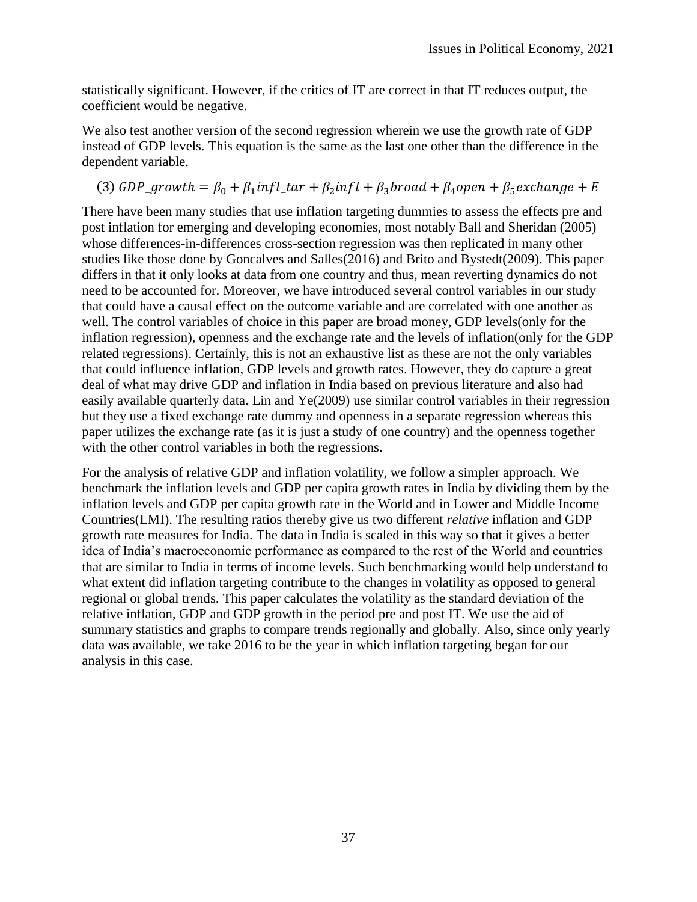statistically significant. However, if the critics of IT are correct in that IT reduces output, the coefficient would be negative.

We also test another version of the second regression wherein we use the growth rate of GDP instead of GDP levels. This equation is the same as the last one other than the difference in the dependent variable.

$$(3)\ GDP\_growth = \beta_0 + \beta_1 infl\_tar + \beta_2 infl + \beta_3 broad + \beta_4 open + \beta_5 exchange + E$$

There have been many studies that use inflation targeting dummies to assess the effects pre and post inflation for emerging and developing economies, most notably Ball and Sheridan (2005) whose differences-in-differences cross-section regression was then replicated in many other studies like those done by Goncalves and Salles(2016) and Brito and Bystedt(2009). This paper differs in that it only looks at data from one country and thus, mean reverting dynamics do not need to be accounted for. Moreover, we have introduced several control variables in our study that could have a causal effect on the outcome variable and are correlated with one another as well. The control variables of choice in this paper are broad money, GDP levels(only for the inflation regression), openness and the exchange rate and the levels of inflation(only for the GDP related regressions). Certainly, this is not an exhaustive list as these are not the only variables that could influence inflation, GDP levels and growth rates. However, they do capture a great deal of what may drive GDP and inflation in India based on previous literature and also had easily available quarterly data. Lin and Ye(2009) use similar control variables in their regression but they use a fixed exchange rate dummy and openness in a separate regression whereas this paper utilizes the exchange rate (as it is just a study of one country) and the openness together with the other control variables in both the regressions.

For the analysis of relative GDP and inflation volatility, we follow a simpler approach. We benchmark the inflation levels and GDP per capita growth rates in India by dividing them by the inflation levels and GDP per capita growth rate in the World and in Lower and Middle Income Countries(LMI). The resulting ratios thereby give us two different *relative* inflation and GDP growth rate measures for India. The data in India is scaled in this way so that it gives a better idea of India's macroeconomic performance as compared to the rest of the World and countries that are similar to India in terms of income levels. Such benchmarking would help understand to what extent did inflation targeting contribute to the changes in volatility as opposed to general regional or global trends. This paper calculates the volatility as the standard deviation of the relative inflation, GDP and GDP growth in the period pre and post IT. We use the aid of summary statistics and graphs to compare trends regionally and globally. Also, since only yearly data was available, we take 2016 to be the year in which inflation targeting began for our analysis in this case.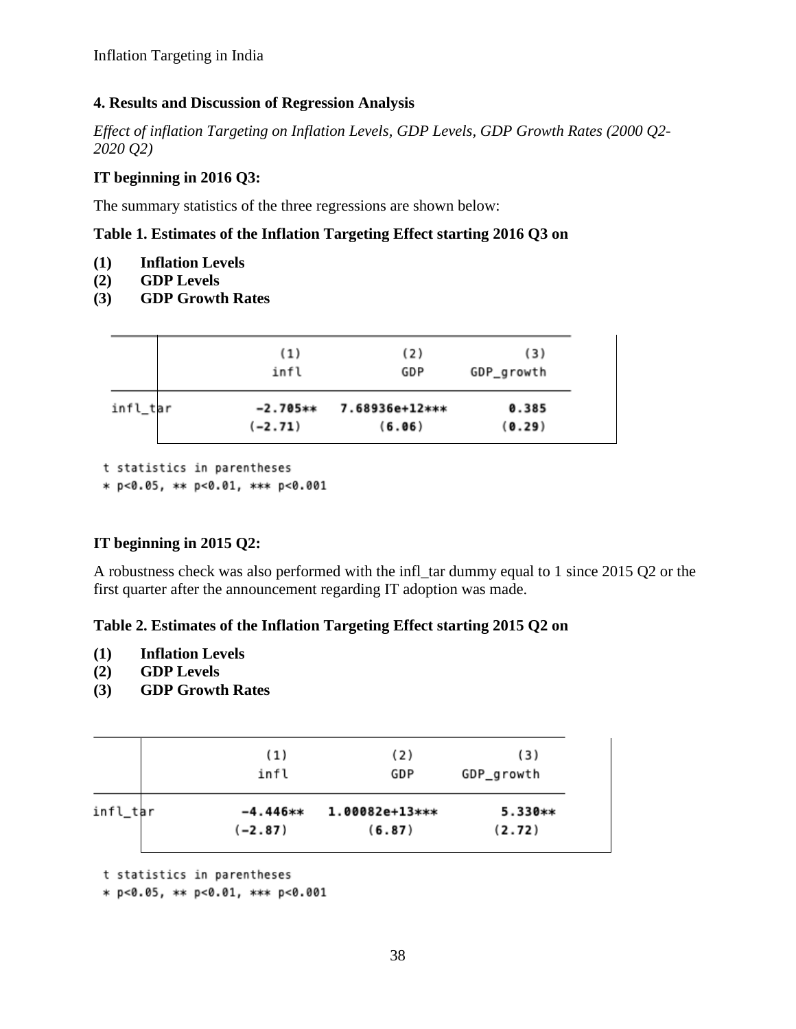## 4. Results and Discussion of Regression Analysis

*Effect of inflation Targeting on Inflation Levels, GDP Levels, GDP Growth Rates (2000 Q2-2020 Q2)*

### IT beginning in 2016 Q3:

The summary statistics of the three regressions are shown below:

**Table 1. Estimates of the Inflation Targeting Effect starting 2016 Q3 on**

**(1) Inflation Levels**
**(2) GDP Levels**
**(3) GDP Growth Rates**

| | (1) | (2) | (3) |
|---|---|---|---|
| | infl | GDP | GDP_growth |
| infl_tar | -2.705** | 7.68936e+12*** | 0.385 |
| | (-2.71) | (6.06) | (0.29) |

t statistics in parentheses
* p<0.05, ** p<0.01, *** p<0.001

### IT beginning in 2015 Q2:

A robustness check was also performed with the infl_tar dummy equal to 1 since 2015 Q2 or the first quarter after the announcement regarding IT adoption was made.

**Table 2. Estimates of the Inflation Targeting Effect starting 2015 Q2 on**

**(1) Inflation Levels**
**(2) GDP Levels**
**(3) GDP Growth Rates**

| | (1) | (2) | (3) |
|---|---|---|---|
| | infl | GDP | GDP_growth |
| infl_tar | -4.446** | 1.00082e+13*** | 5.330** |
| | (-2.87) | (6.87) | (2.72) |

t statistics in parentheses
* p<0.05, ** p<0.01, *** p<0.001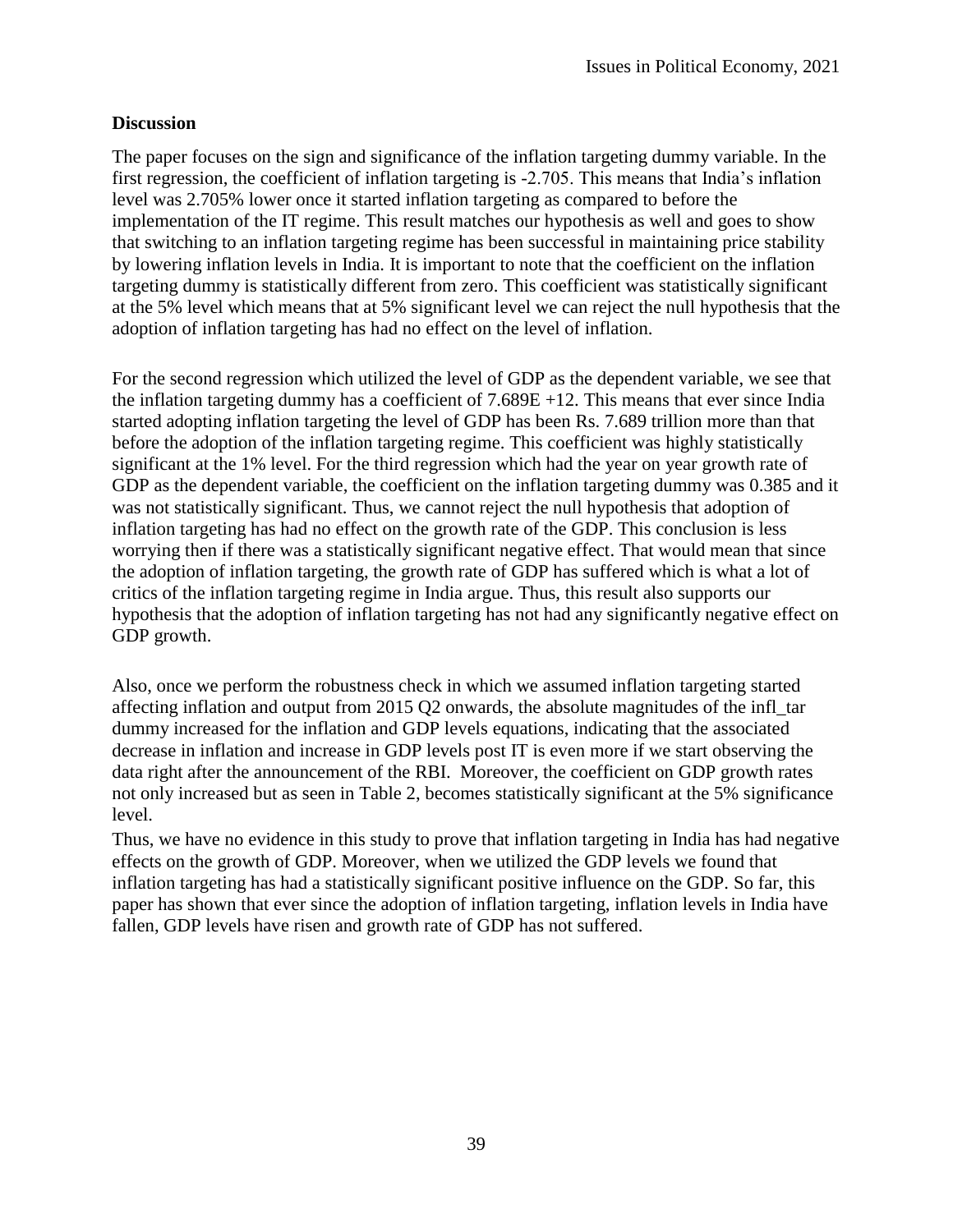## Discussion

The paper focuses on the sign and significance of the inflation targeting dummy variable. In the first regression, the coefficient of inflation targeting is -2.705. This means that India's inflation level was 2.705% lower once it started inflation targeting as compared to before the implementation of the IT regime. This result matches our hypothesis as well and goes to show that switching to an inflation targeting regime has been successful in maintaining price stability by lowering inflation levels in India. It is important to note that the coefficient on the inflation targeting dummy is statistically different from zero. This coefficient was statistically significant at the 5% level which means that at 5% significant level we can reject the null hypothesis that the adoption of inflation targeting has had no effect on the level of inflation.

For the second regression which utilized the level of GDP as the dependent variable, we see that the inflation targeting dummy has a coefficient of 7.689E +12. This means that ever since India started adopting inflation targeting the level of GDP has been Rs. 7.689 trillion more than that before the adoption of the inflation targeting regime. This coefficient was highly statistically significant at the 1% level. For the third regression which had the year on year growth rate of GDP as the dependent variable, the coefficient on the inflation targeting dummy was 0.385 and it was not statistically significant. Thus, we cannot reject the null hypothesis that adoption of inflation targeting has had no effect on the growth rate of the GDP. This conclusion is less worrying then if there was a statistically significant negative effect. That would mean that since the adoption of inflation targeting, the growth rate of GDP has suffered which is what a lot of critics of the inflation targeting regime in India argue. Thus, this result also supports our hypothesis that the adoption of inflation targeting has not had any significantly negative effect on GDP growth.

Also, once we perform the robustness check in which we assumed inflation targeting started affecting inflation and output from 2015 Q2 onwards, the absolute magnitudes of the infl_tar dummy increased for the inflation and GDP levels equations, indicating that the associated decrease in inflation and increase in GDP levels post IT is even more if we start observing the data right after the announcement of the RBI. Moreover, the coefficient on GDP growth rates not only increased but as seen in Table 2, becomes statistically significant at the 5% significance level.

Thus, we have no evidence in this study to prove that inflation targeting in India has had negative effects on the growth of GDP. Moreover, when we utilized the GDP levels we found that inflation targeting has had a statistically significant positive influence on the GDP. So far, this paper has shown that ever since the adoption of inflation targeting, inflation levels in India have fallen, GDP levels have risen and growth rate of GDP has not suffered.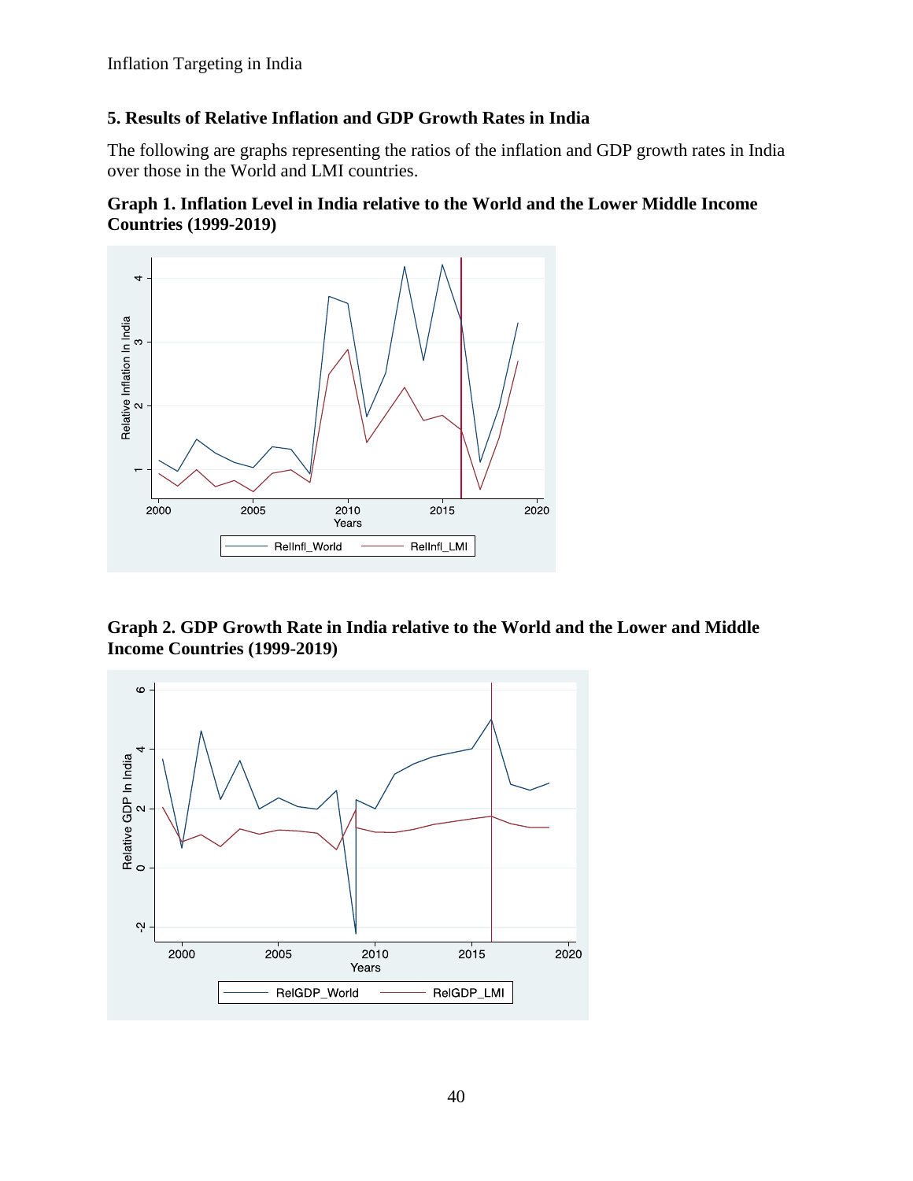## 5. Results of Relative Inflation and GDP Growth Rates in India

The following are graphs representing the ratios of the inflation and GDP growth rates in India over those in the World and LMI countries.

**Graph 1. Inflation Level in India relative to the World and the Lower Middle Income Countries (1999-2019)**

**Graph 2. GDP Growth Rate in India relative to the World and the Lower and Middle Income Countries (1999-2019)**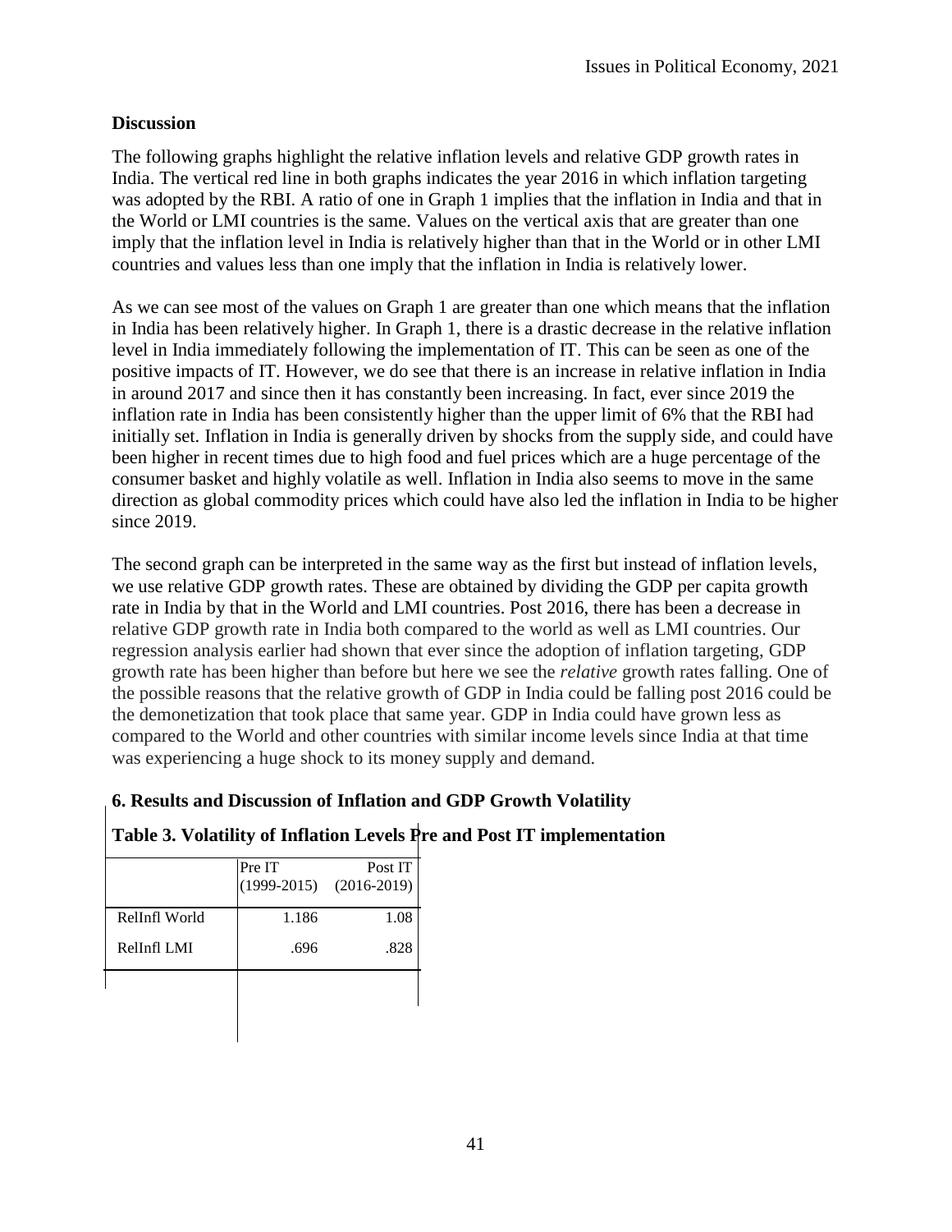### Discussion

The following graphs highlight the relative inflation levels and relative GDP growth rates in India. The vertical red line in both graphs indicates the year 2016 in which inflation targeting was adopted by the RBI. A ratio of one in Graph 1 implies that the inflation in India and that in the World or LMI countries is the same. Values on the vertical axis that are greater than one imply that the inflation level in India is relatively higher than that in the World or in other LMI countries and values less than one imply that the inflation in India is relatively lower.

As we can see most of the values on Graph 1 are greater than one which means that the inflation in India has been relatively higher. In Graph 1, there is a drastic decrease in the relative inflation level in India immediately following the implementation of IT. This can be seen as one of the positive impacts of IT. However, we do see that there is an increase in relative inflation in India in around 2017 and since then it has constantly been increasing. In fact, ever since 2019 the inflation rate in India has been consistently higher than the upper limit of 6% that the RBI had initially set. Inflation in India is generally driven by shocks from the supply side, and could have been higher in recent times due to high food and fuel prices which are a huge percentage of the consumer basket and highly volatile as well. Inflation in India also seems to move in the same direction as global commodity prices which could have also led the inflation in India to be higher since 2019.

The second graph can be interpreted in the same way as the first but instead of inflation levels, we use relative GDP growth rates. These are obtained by dividing the GDP per capita growth rate in India by that in the World and LMI countries. Post 2016, there has been a decrease in relative GDP growth rate in India both compared to the world as well as LMI countries. Our regression analysis earlier had shown that ever since the adoption of inflation targeting, GDP growth rate has been higher than before but here we see the *relative* growth rates falling. One of the possible reasons that the relative growth of GDP in India could be falling post 2016 could be the demonetization that took place that same year. GDP in India could have grown less as compared to the World and other countries with similar income levels since India at that time was experiencing a huge shock to its money supply and demand.

## 6. Results and Discussion of Inflation and GDP Growth Volatility

**Table 3. Volatility of Inflation Levels Pre and Post IT implementation**

| | Pre IT (1999-2015) | Post IT (2016-2019) |
|---|---|---|
| RelInfl World | 1.186 | 1.08 |
| RelInfl LMI | .696 | .828 |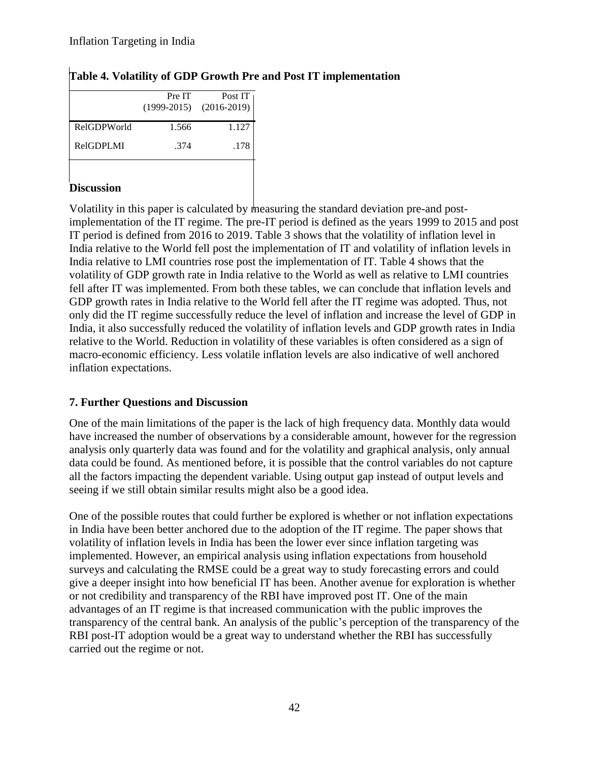**Table 4. Volatility of GDP Growth Pre and Post IT implementation**

| | Pre IT (1999-2015) | Post IT (2016-2019) |
|---|---|---|
| RelGDPWorld | 1.566 | 1.127 |
| RelGDPLMI | .374 | .178 |

**Discussion**

Volatility in this paper is calculated by measuring the standard deviation pre-and post-implementation of the IT regime. The pre-IT period is defined as the years 1999 to 2015 and post IT period is defined from 2016 to 2019. Table 3 shows that the volatility of inflation level in India relative to the World fell post the implementation of IT and volatility of inflation levels in India relative to LMI countries rose post the implementation of IT. Table 4 shows that the volatility of GDP growth rate in India relative to the World as well as relative to LMI countries fell after IT was implemented. From both these tables, we can conclude that inflation levels and GDP growth rates in India relative to the World fell after the IT regime was adopted. Thus, not only did the IT regime successfully reduce the level of inflation and increase the level of GDP in India, it also successfully reduced the volatility of inflation levels and GDP growth rates in India relative to the World. Reduction in volatility of these variables is often considered as a sign of macro-economic efficiency. Less volatile inflation levels are also indicative of well anchored inflation expectations.

## 7. Further Questions and Discussion

One of the main limitations of the paper is the lack of high frequency data. Monthly data would have increased the number of observations by a considerable amount, however for the regression analysis only quarterly data was found and for the volatility and graphical analysis, only annual data could be found. As mentioned before, it is possible that the control variables do not capture all the factors impacting the dependent variable. Using output gap instead of output levels and seeing if we still obtain similar results might also be a good idea.

One of the possible routes that could further be explored is whether or not inflation expectations in India have been better anchored due to the adoption of the IT regime. The paper shows that volatility of inflation levels in India has been the lower ever since inflation targeting was implemented. However, an empirical analysis using inflation expectations from household surveys and calculating the RMSE could be a great way to study forecasting errors and could give a deeper insight into how beneficial IT has been. Another avenue for exploration is whether or not credibility and transparency of the RBI have improved post IT. One of the main advantages of an IT regime is that increased communication with the public improves the transparency of the central bank. An analysis of the public's perception of the transparency of the RBI post-IT adoption would be a great way to understand whether the RBI has successfully carried out the regime or not.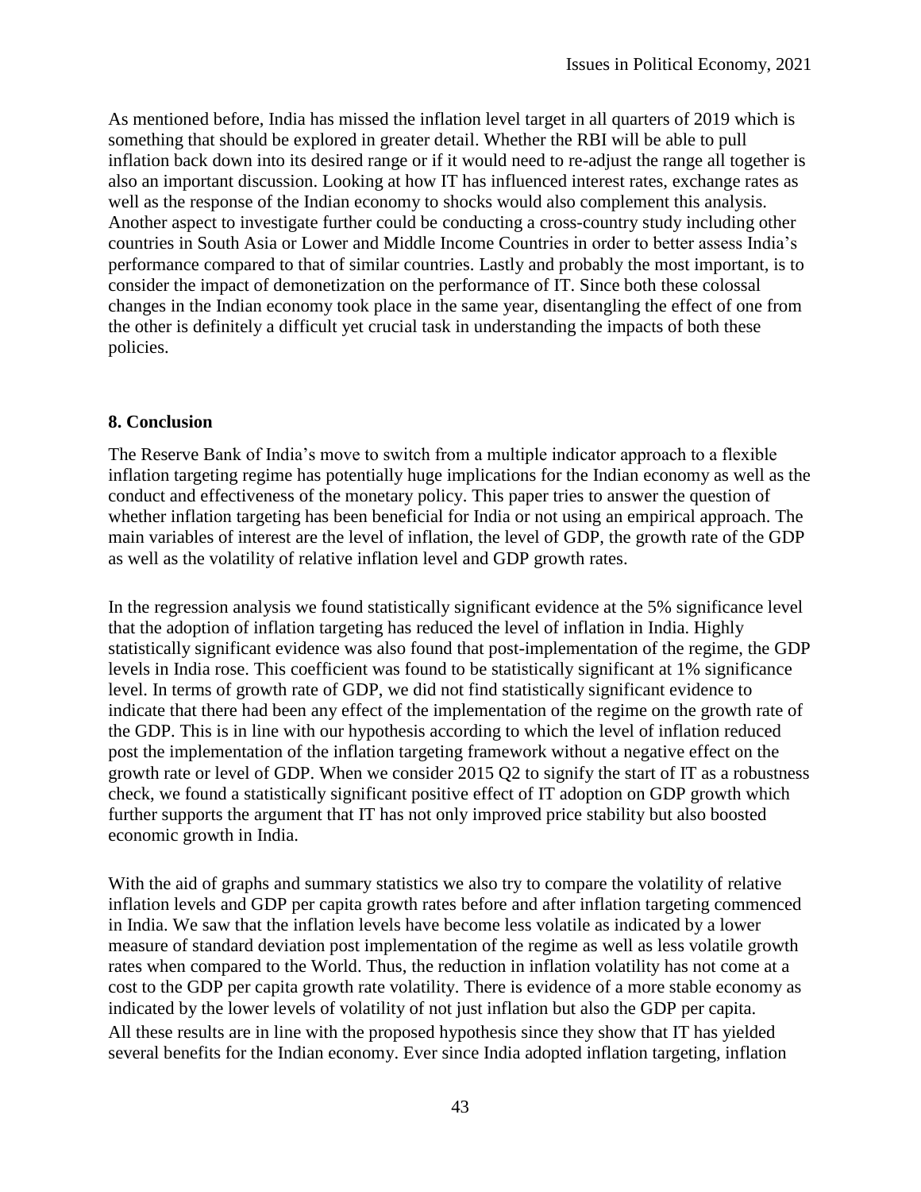As mentioned before, India has missed the inflation level target in all quarters of 2019 which is something that should be explored in greater detail. Whether the RBI will be able to pull inflation back down into its desired range or if it would need to re-adjust the range all together is also an important discussion. Looking at how IT has influenced interest rates, exchange rates as well as the response of the Indian economy to shocks would also complement this analysis. Another aspect to investigate further could be conducting a cross-country study including other countries in South Asia or Lower and Middle Income Countries in order to better assess India's performance compared to that of similar countries. Lastly and probably the most important, is to consider the impact of demonetization on the performance of IT. Since both these colossal changes in the Indian economy took place in the same year, disentangling the effect of one from the other is definitely a difficult yet crucial task in understanding the impacts of both these policies.

## 8. Conclusion

The Reserve Bank of India's move to switch from a multiple indicator approach to a flexible inflation targeting regime has potentially huge implications for the Indian economy as well as the conduct and effectiveness of the monetary policy. This paper tries to answer the question of whether inflation targeting has been beneficial for India or not using an empirical approach. The main variables of interest are the level of inflation, the level of GDP, the growth rate of the GDP as well as the volatility of relative inflation level and GDP growth rates.

In the regression analysis we found statistically significant evidence at the 5% significance level that the adoption of inflation targeting has reduced the level of inflation in India. Highly statistically significant evidence was also found that post-implementation of the regime, the GDP levels in India rose. This coefficient was found to be statistically significant at 1% significance level. In terms of growth rate of GDP, we did not find statistically significant evidence to indicate that there had been any effect of the implementation of the regime on the growth rate of the GDP. This is in line with our hypothesis according to which the level of inflation reduced post the implementation of the inflation targeting framework without a negative effect on the growth rate or level of GDP. When we consider 2015 Q2 to signify the start of IT as a robustness check, we found a statistically significant positive effect of IT adoption on GDP growth which further supports the argument that IT has not only improved price stability but also boosted economic growth in India.

With the aid of graphs and summary statistics we also try to compare the volatility of relative inflation levels and GDP per capita growth rates before and after inflation targeting commenced in India. We saw that the inflation levels have become less volatile as indicated by a lower measure of standard deviation post implementation of the regime as well as less volatile growth rates when compared to the World. Thus, the reduction in inflation volatility has not come at a cost to the GDP per capita growth rate volatility. There is evidence of a more stable economy as indicated by the lower levels of volatility of not just inflation but also the GDP per capita. All these results are in line with the proposed hypothesis since they show that IT has yielded several benefits for the Indian economy. Ever since India adopted inflation targeting, inflation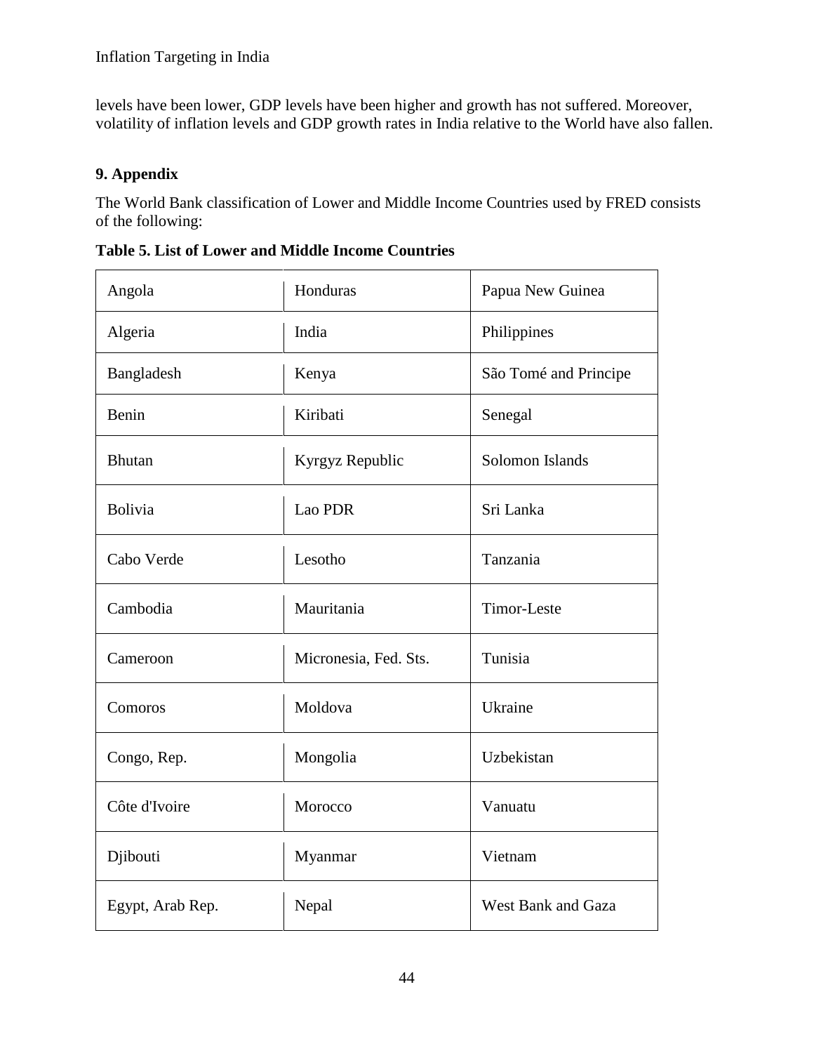levels have been lower, GDP levels have been higher and growth has not suffered. Moreover, volatility of inflation levels and GDP growth rates in India relative to the World have also fallen.

## 9. Appendix

The World Bank classification of Lower and Middle Income Countries used by FRED consists of the following:

**Table 5. List of Lower and Middle Income Countries**

| | | |
|---|---|---|
| Angola | Honduras | Papua New Guinea |
| Algeria | India | Philippines |
| Bangladesh | Kenya | São Tomé and Principe |
| Benin | Kiribati | Senegal |
| Bhutan | Kyrgyz Republic | Solomon Islands |
| Bolivia | Lao PDR | Sri Lanka |
| Cabo Verde | Lesotho | Tanzania |
| Cambodia | Mauritania | Timor-Leste |
| Cameroon | Micronesia, Fed. Sts. | Tunisia |
| Comoros | Moldova | Ukraine |
| Congo, Rep. | Mongolia | Uzbekistan |
| Côte d'Ivoire | Morocco | Vanuatu |
| Djibouti | Myanmar | Vietnam |
| Egypt, Arab Rep. | Nepal | West Bank and Gaza |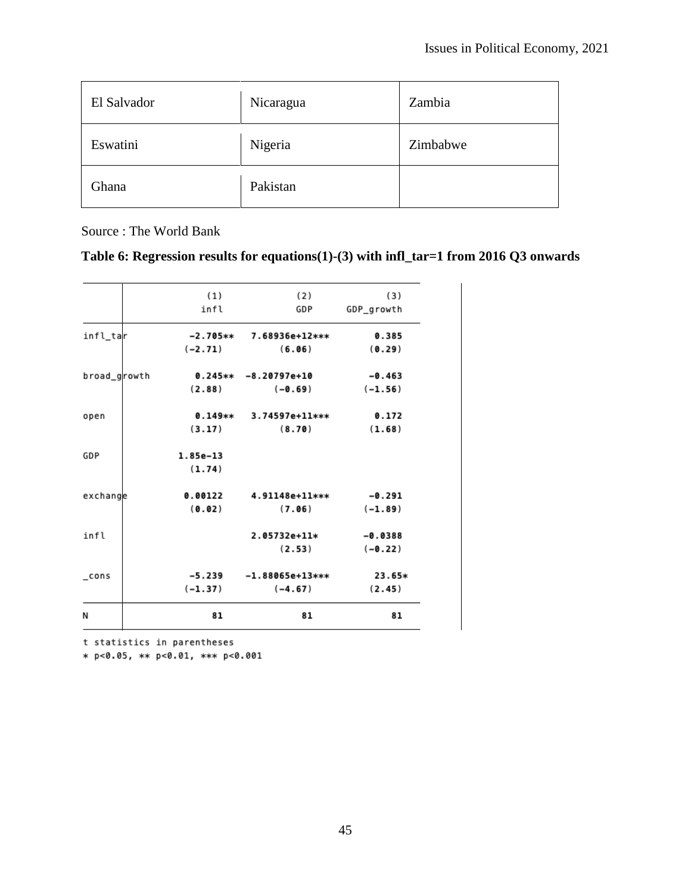| El Salvador | Nicaragua | Zambia |
|---|---|---|
| Eswatini | Nigeria | Zimbabwe |
| Ghana | Pakistan | |

Source : The World Bank

**Table 6: Regression results for equations(1)-(3) with infl_tar=1 from 2016 Q3 onwards**

| | (1) infl | (2) GDP | (3) GDP_growth |
|---|---|---|---|
| infl_tar | -2.705** | 7.68936e+12*** | 0.385 |
| | (-2.71) | (6.06) | (0.29) |
| broad_growth | 0.245** | -8.20797e+10 | -0.463 |
| | (2.88) | (-0.69) | (-1.56) |
| open | 0.149** | 3.74597e+11*** | 0.172 |
| | (3.17) | (8.70) | (1.68) |
| GDP | 1.85e-13 | | |
| | (1.74) | | |
| exchange | 0.00122 | 4.91148e+11*** | -0.291 |
| | (0.02) | (7.06) | (-1.89) |
| infl | | 2.05732e+11* | -0.0388 |
| | | (2.53) | (-0.22) |
| _cons | -5.239 | -1.88065e+13*** | 23.65* |
| | (-1.37) | (-4.67) | (2.45) |
| N | 81 | 81 | 81 |

t statistics in parentheses
* $p<0.05$, ** $p<0.01$, *** $p<0.001$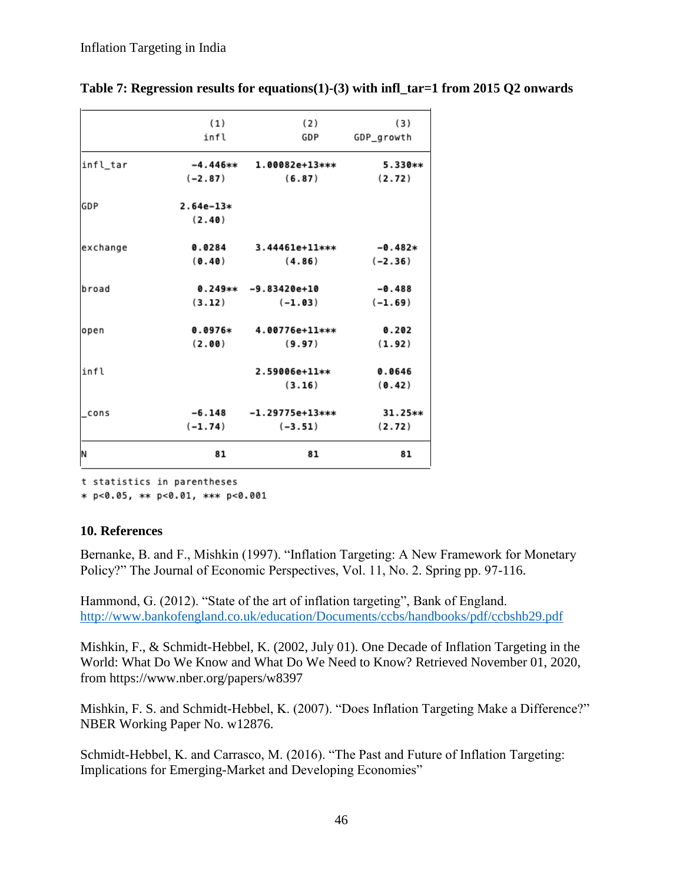**Table 7: Regression results for equations(1)-(3) with infl_tar=1 from 2015 Q2 onwards**

| | (1) infl | (2) GDP | (3) GDP_growth |
|---|---|---|---|
| infl_tar | -4.446** | 1.00082e+13*** | 5.330** |
| | (-2.87) | (6.87) | (2.72) |
| GDP | 2.64e-13* | | |
| | (2.40) | | |
| exchange | 0.0284 | 3.44461e+11*** | -0.482* |
| | (0.40) | (4.86) | (-2.36) |
| broad | 0.249** | -9.83420e+10 | -0.488 |
| | (3.12) | (-1.03) | (-1.69) |
| open | 0.0976* | 4.00776e+11*** | 0.202 |
| | (2.00) | (9.97) | (1.92) |
| infl | | 2.59006e+11** | 0.0646 |
| | | (3.16) | (0.42) |
| _cons | -6.148 | -1.29775e+13*** | 31.25** |
| | (-1.74) | (-3.51) | (2.72) |
| N | 81 | 81 | 81 |

t statistics in parentheses
* p<0.05, ** p<0.01, *** p<0.001

## 10. References

Bernanke, B. and F., Mishkin (1997). "Inflation Targeting: A New Framework for Monetary Policy?" The Journal of Economic Perspectives, Vol. 11, No. 2. Spring pp. 97-116.

Hammond, G. (2012). "State of the art of inflation targeting", Bank of England. http://www.bankofengland.co.uk/education/Documents/ccbs/handbooks/pdf/ccbshb29.pdf

Mishkin, F., & Schmidt-Hebbel, K. (2002, July 01). One Decade of Inflation Targeting in the World: What Do We Know and What Do We Need to Know? Retrieved November 01, 2020, from https://www.nber.org/papers/w8397

Mishkin, F. S. and Schmidt-Hebbel, K. (2007). "Does Inflation Targeting Make a Difference?" NBER Working Paper No. w12876.

Schmidt-Hebbel, K. and Carrasco, M. (2016). "The Past and Future of Inflation Targeting: Implications for Emerging-Market and Developing Economies"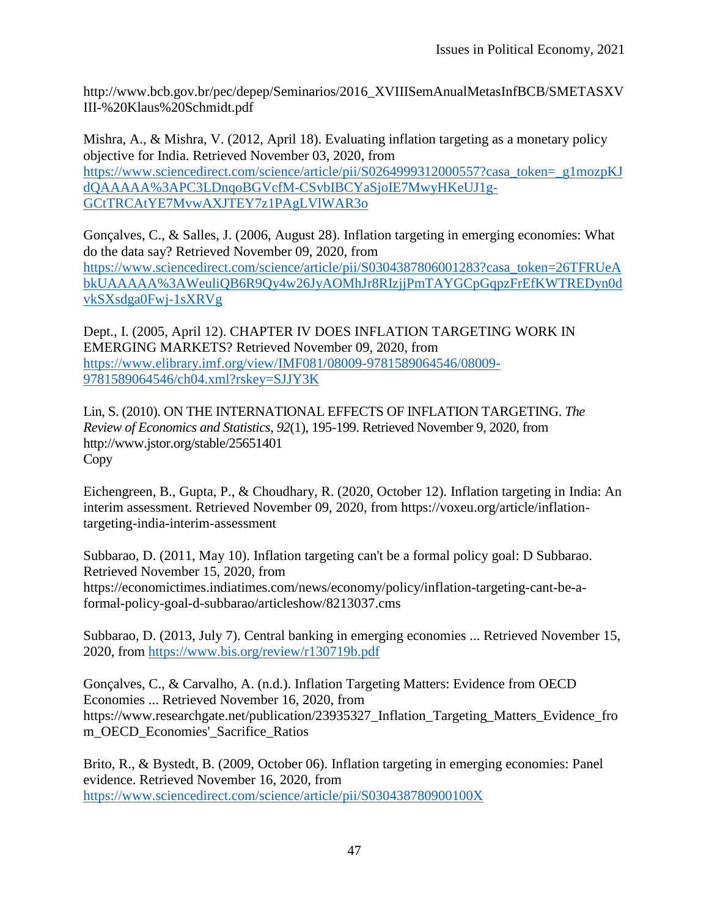http://www.bcb.gov.br/pec/depep/Seminarios/2016_XVIIISemAnualMetasInfBCB/SMETASXVIII-%20Klaus%20Schmidt.pdf

Mishra, A., & Mishra, V. (2012, April 18). Evaluating inflation targeting as a monetary policy objective for India. Retrieved November 03, 2020, from https://www.sciencedirect.com/science/article/pii/S0264999312000557?casa_token=_g1mozpKJdQAAAAA%3APC3LDnqoBGVcfM-CSvbIBCYaSjoIE7MwyHKeUJ1g-GCtTRCAtYE7MvwAXJTEY7z1PAgLVlWAR3o

Gonçalves, C., & Salles, J. (2006, August 28). Inflation targeting in emerging economies: What do the data say? Retrieved November 09, 2020, from https://www.sciencedirect.com/science/article/pii/S0304387806001283?casa_token=26TFRUeAbkUAAAAA%3AWeuliQB6R9Qy4w26JyAOMhJr8RIzjjPmTAYGCpGqpzFrEfKWTREDyn0dvkSXsdga0Fwj-1sXRVg

Dept., I. (2005, April 12). CHAPTER IV DOES INFLATION TARGETING WORK IN EMERGING MARKETS? Retrieved November 09, 2020, from https://www.elibrary.imf.org/view/IMF081/08009-9781589064546/08009-9781589064546/ch04.xml?rskey=SJJY3K

Lin, S. (2010). ON THE INTERNATIONAL EFFECTS OF INFLATION TARGETING. *The Review of Economics and Statistics, 92*(1), 195-199. Retrieved November 9, 2020, from http://www.jstor.org/stable/25651401
Copy

Eichengreen, B., Gupta, P., & Choudhary, R. (2020, October 12). Inflation targeting in India: An interim assessment. Retrieved November 09, 2020, from https://voxeu.org/article/inflation-targeting-india-interim-assessment

Subbarao, D. (2011, May 10). Inflation targeting can't be a formal policy goal: D Subbarao. Retrieved November 15, 2020, from https://economictimes.indiatimes.com/news/economy/policy/inflation-targeting-cant-be-a-formal-policy-goal-d-subbarao/articleshow/8213037.cms

Subbarao, D. (2013, July 7). Central banking in emerging economies ... Retrieved November 15, 2020, from https://www.bis.org/review/r130719b.pdf

Gonçalves, C., & Carvalho, A. (n.d.). Inflation Targeting Matters: Evidence from OECD Economies ... Retrieved November 16, 2020, from https://www.researchgate.net/publication/23935327_Inflation_Targeting_Matters_Evidence_from_OECD_Economies'_Sacrifice_Ratios

Brito, R., & Bystedt, B. (2009, October 06). Inflation targeting in emerging economies: Panel evidence. Retrieved November 16, 2020, from https://www.sciencedirect.com/science/article/pii/S030438780900100X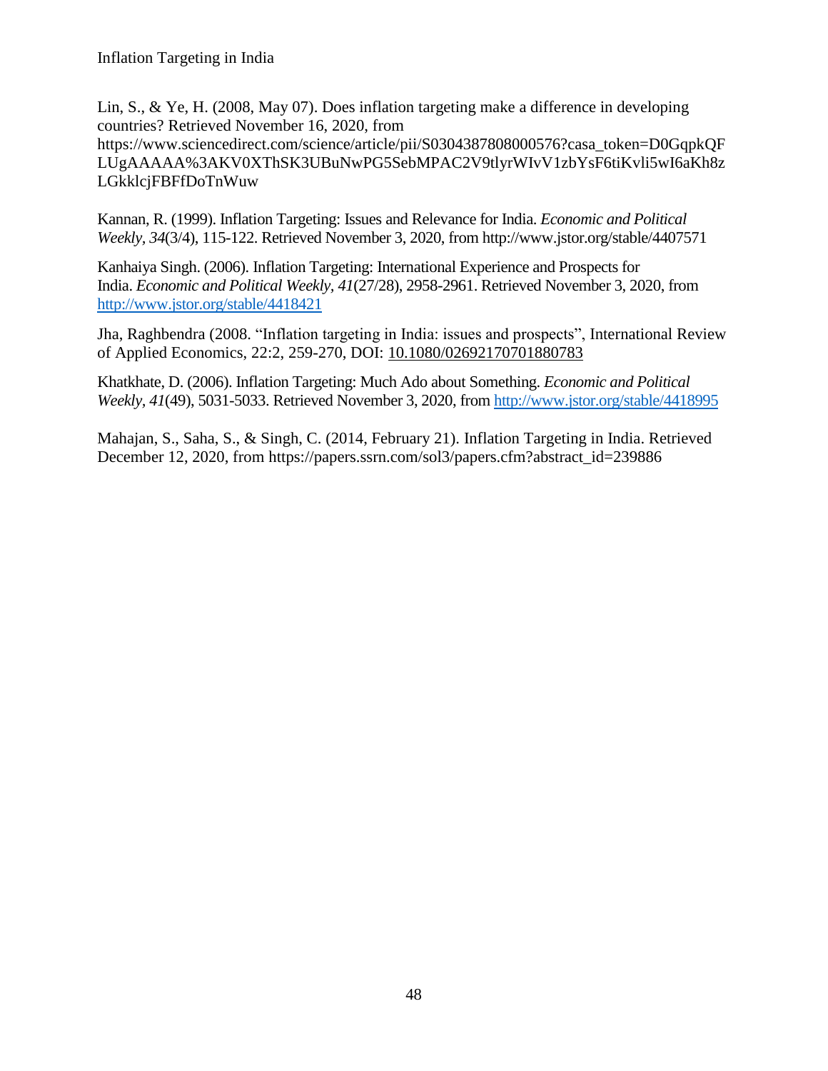Lin, S., & Ye, H. (2008, May 07). Does inflation targeting make a difference in developing countries? Retrieved November 16, 2020, from https://www.sciencedirect.com/science/article/pii/S0304387808000576?casa_token=D0GqpkQFLUgAAAAA%3AKV0XThSK3UBuNwPG5SebMPAC2V9tlyrWIvV1zbYsF6tiKvli5wI6aKh8zLGkklcjFBFfDoTnWuw

Kannan, R. (1999). Inflation Targeting: Issues and Relevance for India. *Economic and Political Weekly, 34*(3/4), 115-122. Retrieved November 3, 2020, from http://www.jstor.org/stable/4407571

Kanhaiya Singh. (2006). Inflation Targeting: International Experience and Prospects for India. *Economic and Political Weekly, 41*(27/28), 2958-2961. Retrieved November 3, 2020, from http://www.jstor.org/stable/4418421

Jha, Raghbendra (2008. "Inflation targeting in India: issues and prospects", International Review of Applied Economics, 22:2, 259-270, DOI: 10.1080/02692170701880783

Khatkhate, D. (2006). Inflation Targeting: Much Ado about Something. *Economic and Political Weekly, 41*(49), 5031-5033. Retrieved November 3, 2020, from http://www.jstor.org/stable/4418995

Mahajan, S., Saha, S., & Singh, C. (2014, February 21). Inflation Targeting in India. Retrieved December 12, 2020, from https://papers.ssrn.com/sol3/papers.cfm?abstract_id=239886